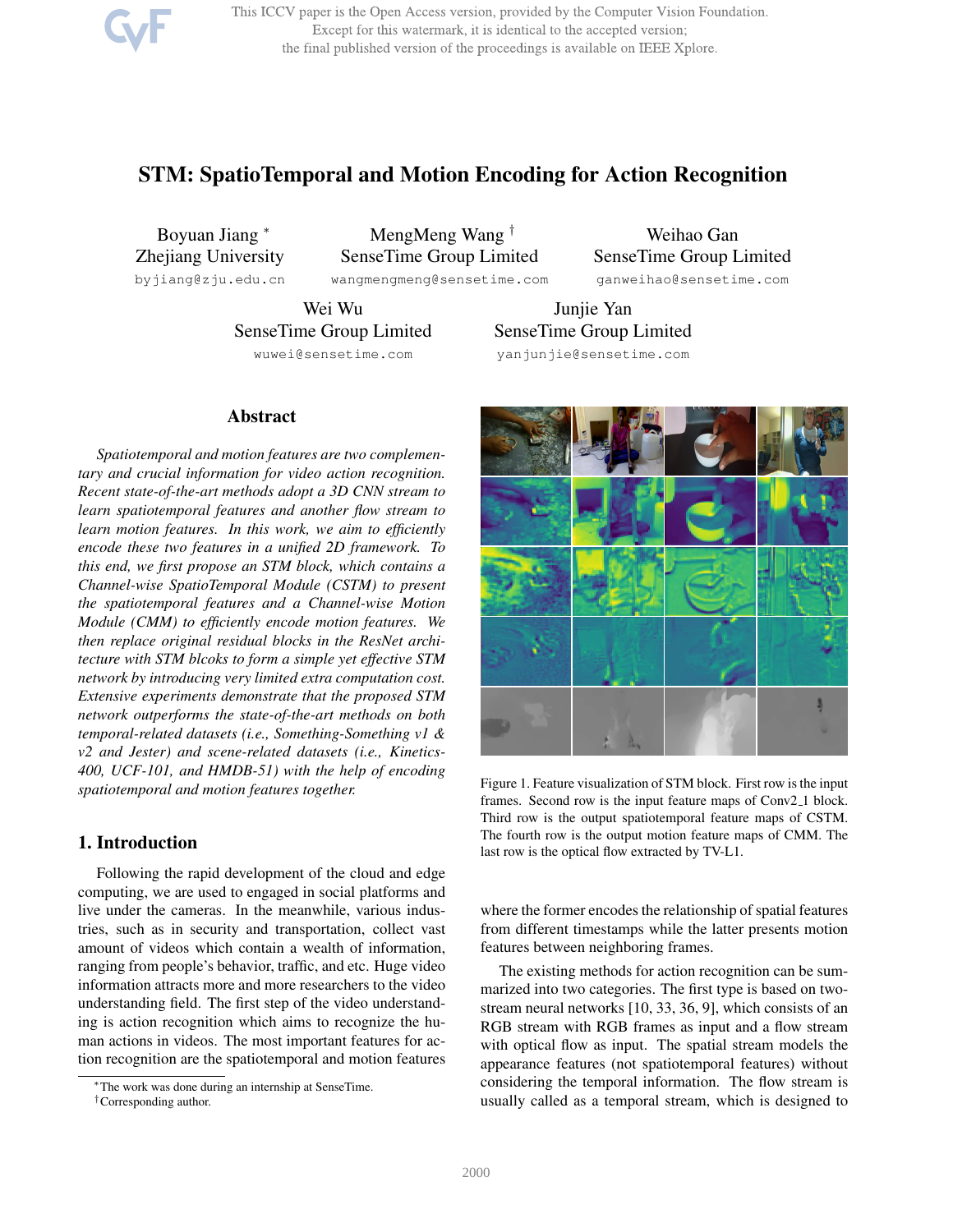# STM: SpatioTemporal and Motion Encoding for Action Recognition

Boyuan Jiang *
Zhejiang University
byjiang@zju.edu.cn

MengMeng Wang †
SenseTime Group Limited
wangmengmeng@sensetime.com

Weihao Gan
SenseTime Group Limited
ganweihao@sensetime.com

Wei Wu
SenseTime Group Limited
wuwei@sensetime.com

Junjie Yan
SenseTime Group Limited
yanjunjie@sensetime.com

## Abstract

*Spatiotemporal and motion features are two complementary and crucial information for video action recognition. Recent state-of-the-art methods adopt a 3D CNN stream to learn spatiotemporal features and another flow stream to learn motion features. In this work, we aim to efficiently encode these two features in a unified 2D framework. To this end, we first propose an STM block, which contains a Channel-wise SpatioTemporal Module (CSTM) to present the spatiotemporal features and a Channel-wise Motion Module (CMM) to efficiently encode motion features. We then replace original residual blocks in the ResNet architecture with STM blcoks to form a simple yet effective STM network by introducing very limited extra computation cost. Extensive experiments demonstrate that the proposed STM network outperforms the state-of-the-art methods on both temporal-related datasets (i.e., Something-Something v1 & v2 and Jester) and scene-related datasets (i.e., Kinetics-400, UCF-101, and HMDB-51) with the help of encoding spatiotemporal and motion features together.*

Figure 1. Feature visualization of STM block. First row is the input frames. Second row is the input feature maps of Conv2_1 block. Third row is the output spatiotemporal feature maps of CSTM. The fourth row is the output motion feature maps of CMM. The last row is the optical flow extracted by TV-L1.

## 1. Introduction

Following the rapid development of the cloud and edge computing, we are used to engaged in social platforms and live under the cameras. In the meanwhile, various industries, such as in security and transportation, collect vast amount of videos which contain a wealth of information, ranging from people's behavior, traffic, and etc. Huge video information attracts more and more researchers to the video understanding field. The first step of the video understanding is action recognition which aims to recognize the human actions in videos. The most important features for action recognition are the spatiotemporal and motion features where the former encodes the relationship of spatial features from different timestamps while the latter presents motion features between neighboring frames.

The existing methods for action recognition can be summarized into two categories. The first type is based on two-stream neural networks [10, 33, 36, 9], which consists of an RGB stream with RGB frames as input and a flow stream with optical flow as input. The spatial stream models the appearance features (not spatiotemporal features) without considering the temporal information. The flow stream is usually called as a temporal stream, which is designed to

*The work was done during an internship at SenseTime.

†Corresponding author.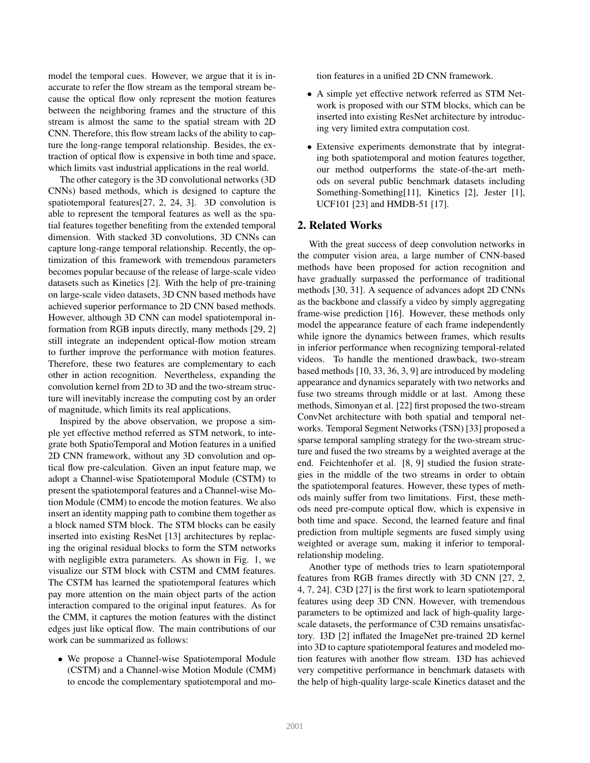model the temporal cues. However, we argue that it is inaccurate to refer the flow stream as the temporal stream because the optical flow only represent the motion features between the neighboring frames and the structure of this stream is almost the same to the spatial stream with 2D CNN. Therefore, this flow stream lacks of the ability to capture the long-range temporal relationship. Besides, the extraction of optical flow is expensive in both time and space, which limits vast industrial applications in the real world.

The other category is the 3D convolutional networks (3D CNNs) based methods, which is designed to capture the spatiotemporal features[27, 2, 24, 3]. 3D convolution is able to represent the temporal features as well as the spatial features together benefiting from the extended temporal dimension. With stacked 3D convolutions, 3D CNNs can capture long-range temporal relationship. Recently, the optimization of this framework with tremendous parameters becomes popular because of the release of large-scale video datasets such as Kinetics [2]. With the help of pre-training on large-scale video datasets, 3D CNN based methods have achieved superior performance to 2D CNN based methods. However, although 3D CNN can model spatiotemporal information from RGB inputs directly, many methods [29, 2] still integrate an independent optical-flow motion stream to further improve the performance with motion features. Therefore, these two features are complementary to each other in action recognition. Nevertheless, expanding the convolution kernel from 2D to 3D and the two-stream structure will inevitably increase the computing cost by an order of magnitude, which limits its real applications.

Inspired by the above observation, we propose a simple yet effective method referred as STM network, to integrate both SpatioTemporal and Motion features in a unified 2D CNN framework, without any 3D convolution and optical flow pre-calculation. Given an input feature map, we adopt a Channel-wise Spatiotemporal Module (CSTM) to present the spatiotemporal features and a Channel-wise Motion Module (CMM) to encode the motion features. We also insert an identity mapping path to combine them together as a block named STM block. The STM blocks can be easily inserted into existing ResNet [13] architectures by replacing the original residual blocks to form the STM networks with negligible extra parameters. As shown in Fig. 1, we visualize our STM block with CSTM and CMM features. The CSTM has learned the spatiotemporal features which pay more attention on the main object parts of the action interaction compared to the original input features. As for the CMM, it captures the motion features with the distinct edges just like optical flow. The main contributions of our work can be summarized as follows:

- We propose a Channel-wise Spatiotemporal Module (CSTM) and a Channel-wise Motion Module (CMM) to encode the complementary spatiotemporal and motion features in a unified 2D CNN framework.
- A simple yet effective network referred as STM Network is proposed with our STM blocks, which can be inserted into existing ResNet architecture by introducing very limited extra computation cost.
- Extensive experiments demonstrate that by integrating both spatiotemporal and motion features together, our method outperforms the state-of-the-art methods on several public benchmark datasets including Something-Something[11], Kinetics [2], Jester [1], UCF101 [23] and HMDB-51 [17].

## 2. Related Works

With the great success of deep convolution networks in the computer vision area, a large number of CNN-based methods have been proposed for action recognition and have gradually surpassed the performance of traditional methods [30, 31]. A sequence of advances adopt 2D CNNs as the backbone and classify a video by simply aggregating frame-wise prediction [16]. However, these methods only model the appearance feature of each frame independently while ignore the dynamics between frames, which results in inferior performance when recognizing temporal-related videos. To handle the mentioned drawback, two-stream based methods [10, 33, 36, 3, 9] are introduced by modeling appearance and dynamics separately with two networks and fuse two streams through middle or at last. Among these methods, Simonyan et al. [22] first proposed the two-stream ConvNet architecture with both spatial and temporal networks. Temporal Segment Networks (TSN) [33] proposed a sparse temporal sampling strategy for the two-stream structure and fused the two streams by a weighted average at the end. Feichtenhofer et al. [8, 9] studied the fusion strategies in the middle of the two streams in order to obtain the spatiotemporal features. However, these types of methods mainly suffer from two limitations. First, these methods need pre-compute optical flow, which is expensive in both time and space. Second, the learned feature and final prediction from multiple segments are fused simply using weighted or average sum, making it inferior to temporal-relationship modeling.

Another type of methods tries to learn spatiotemporal features from RGB frames directly with 3D CNN [27, 2, 4, 7, 24]. C3D [27] is the first work to learn spatiotemporal features using deep 3D CNN. However, with tremendous parameters to be optimized and lack of high-quality large-scale datasets, the performance of C3D remains unsatisfactory. I3D [2] inflated the ImageNet pre-trained 2D kernel into 3D to capture spatiotemporal features and modeled motion features with another flow stream. I3D has achieved very competitive performance in benchmark datasets with the help of high-quality large-scale Kinetics dataset and the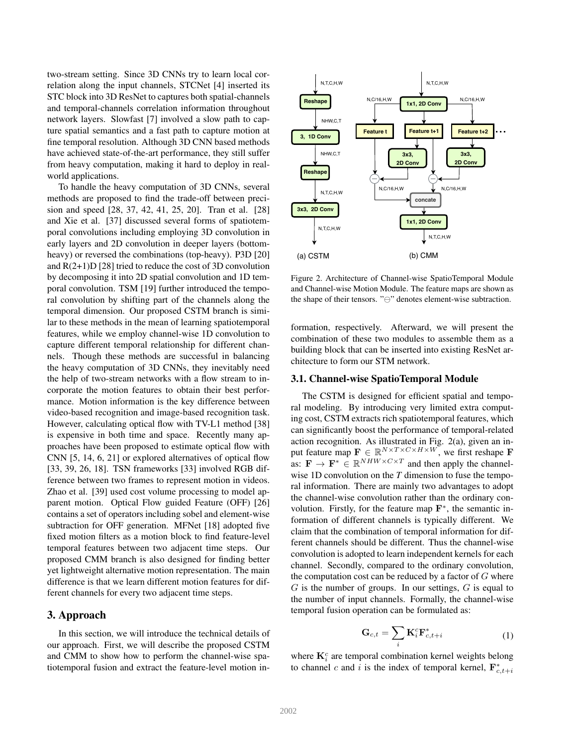two-stream setting. Since 3D CNNs try to learn local correlation along the input channels, STCNet [4] inserted its STC block into 3D ResNet to captures both spatial-channels and temporal-channels correlation information throughout network layers. Slowfast [7] involved a slow path to capture spatial semantics and a fast path to capture motion at fine temporal resolution. Although 3D CNN based methods have achieved state-of-the-art performance, they still suffer from heavy computation, making it hard to deploy in real-world applications.

To handle the heavy computation of 3D CNNs, several methods are proposed to find the trade-off between precision and speed [28, 37, 42, 41, 25, 20]. Tran et al. [28] and Xie et al. [37] discussed several forms of spatiotemporal convolutions including employing 3D convolution in early layers and 2D convolution in deeper layers (bottom-heavy) or reversed the combinations (top-heavy). P3D [20] and R(2+1)D [28] tried to reduce the cost of 3D convolution by decomposing it into 2D spatial convolution and 1D temporal convolution. TSM [19] further introduced the temporal convolution by shifting part of the channels along the temporal dimension. Our proposed CSTM branch is similar to these methods in the mean of learning spatiotemporal features, while we employ channel-wise 1D convolution to capture different temporal relationship for different channels. Though these methods are successful in balancing the heavy computation of 3D CNNs, they inevitably need the help of two-stream networks with a flow stream to incorporate the motion features to obtain their best performance. Motion information is the key difference between video-based recognition and image-based recognition task. However, calculating optical flow with TV-L1 method [38] is expensive in both time and space. Recently many approaches have been proposed to estimate optical flow with CNN [5, 14, 6, 21] or explored alternatives of optical flow [33, 39, 26, 18]. TSN frameworks [33] involved RGB difference between two frames to represent motion in videos. Zhao et al. [39] used cost volume processing to model apparent motion. Optical Flow guided Feature (OFF) [26] contains a set of operators including sobel and element-wise subtraction for OFF generation. MFNet [18] adopted five fixed motion filters as a motion block to find feature-level temporal features between two adjacent time steps. Our proposed CMM branch is also designed for finding better yet lightweight alternative motion representation. The main difference is that we learn different motion features for different channels for every two adjacent time steps.

## 3. Approach

In this section, we will introduce the technical details of our approach. First, we will describe the proposed CSTM and CMM to show how to perform the channel-wise spatiotemporal fusion and extract the feature-level motion information, respectively. Afterward, we will present the combination of these two modules to assemble them as a building block that can be inserted into existing ResNet architecture to form our STM network.

Figure 2. Architecture of Channel-wise SpatioTemporal Module and Channel-wise Motion Module. The feature maps are shown as the shape of their tensors. "$\ominus$" denotes element-wise subtraction.

### 3.1. Channel-wise SpatioTemporal Module

The CSTM is designed for efficient spatial and temporal modeling. By introducing very limited extra computing cost, CSTM extracts rich spatiotemporal features, which can significantly boost the performance of temporal-related action recognition. As illustrated in Fig. 2(a), given an input feature map $\mathbf{F} \in \mathbb{R}^{N \times T \times C \times H \times W}$, we first reshape $\mathbf{F}$ as: $\mathbf{F} \rightarrow \mathbf{F}^* \in \mathbb{R}^{NHW \times C \times T}$ and then apply the channel-wise 1D convolution on the *T* dimension to fuse the temporal information. There are mainly two advantages to adopt the channel-wise convolution rather than the ordinary convolution. Firstly, for the feature map $\mathbf{F}^*$, the semantic information of different channels is typically different. We claim that the combination of temporal information for different channels should be different. Thus the channel-wise convolution is adopted to learn independent kernels for each channel. Secondly, compared to the ordinary convolution, the computation cost can be reduced by a factor of $G$ where $G$ is the number of groups. In our settings, $G$ is equal to the number of input channels. Formally, the channel-wise temporal fusion operation can be formulated as:

$$\mathbf{G}_{c,t} = \sum_i \mathbf{K}_i^c \mathbf{F}_{c,t+i}^* \tag{1}$$

where $\mathbf{K}_i^c$ are temporal combination kernel weights belong to channel $c$ and $i$ is the index of temporal kernel, $\mathbf{F}_{c,t+i}^*$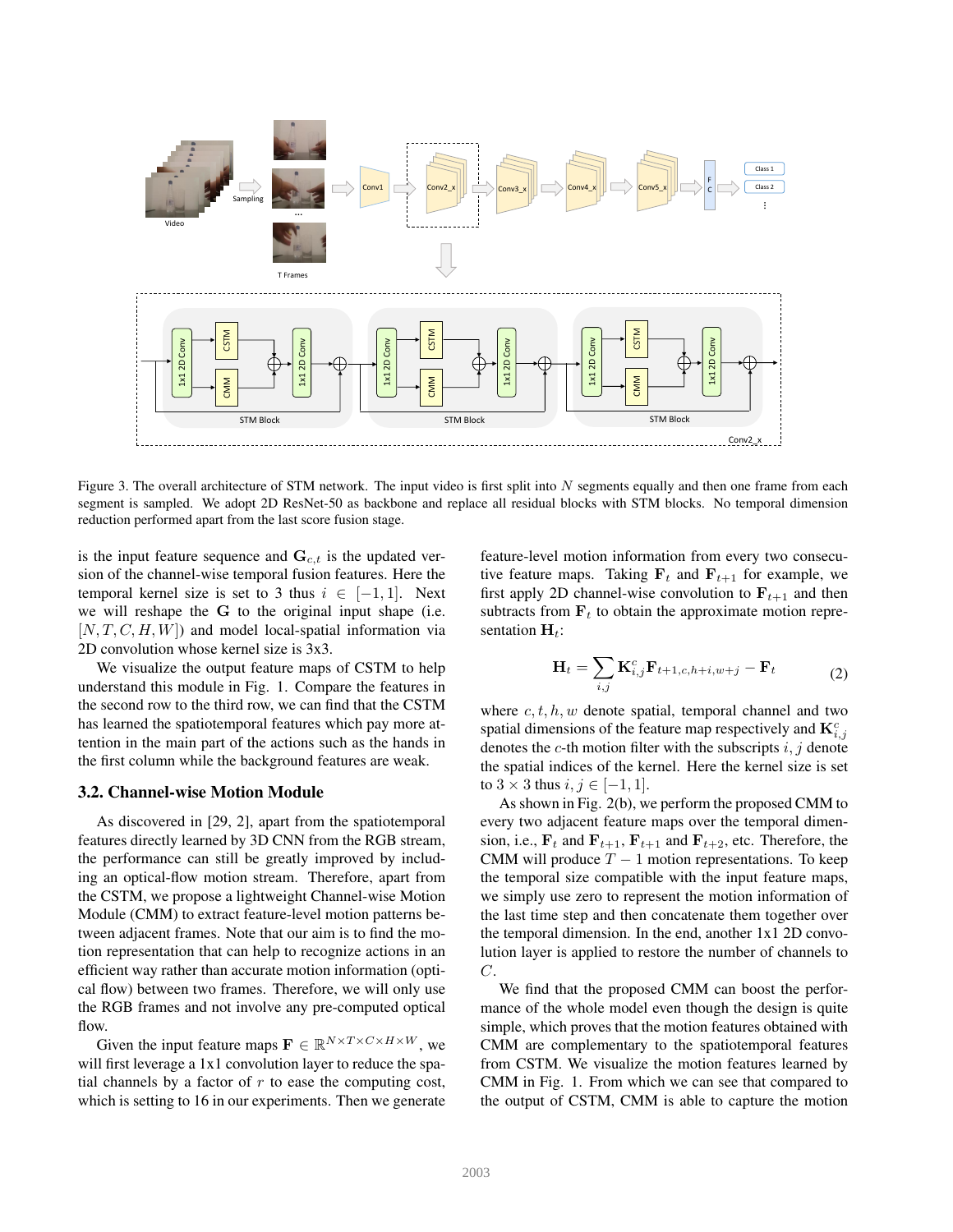Figure 3. The overall architecture of STM network. The input video is first split into $N$ segments equally and then one frame from each segment is sampled. We adopt 2D ResNet-50 as backbone and replace all residual blocks with STM blocks. No temporal dimension reduction performed apart from the last score fusion stage.

is the input feature sequence and $\mathbf{G}_{c,t}$ is the updated version of the channel-wise temporal fusion features. Here the temporal kernel size is set to 3 thus $i \in [-1, 1]$. Next we will reshape the $\mathbf{G}$ to the original input shape (i.e. $[N, T, C, H, W]$) and model local-spatial information via 2D convolution whose kernel size is 3x3.

We visualize the output feature maps of CSTM to help understand this module in Fig. 1. Compare the features in the second row to the third row, we can find that the CSTM has learned the spatiotemporal features which pay more attention in the main part of the actions such as the hands in the first column while the background features are weak.

### 3.2. Channel-wise Motion Module

As discovered in [29, 2], apart from the spatiotemporal features directly learned by 3D CNN from the RGB stream, the performance can still be greatly improved by including an optical-flow motion stream. Therefore, apart from the CSTM, we propose a lightweight Channel-wise Motion Module (CMM) to extract feature-level motion patterns between adjacent frames. Note that our aim is to find the motion representation that can help to recognize actions in an efficient way rather than accurate motion information (optical flow) between two frames. Therefore, we will only use the RGB frames and not involve any pre-computed optical flow.

Given the input feature maps $\mathbf{F} \in \mathbb{R}^{N \times T \times C \times H \times W}$, we will first leverage a 1x1 convolution layer to reduce the spatial channels by a factor of $r$ to ease the computing cost, which is setting to 16 in our experiments. Then we generate feature-level motion information from every two consecutive feature maps. Taking $\mathbf{F}_t$ and $\mathbf{F}_{t+1}$ for example, we first apply 2D channel-wise convolution to $\mathbf{F}_{t+1}$ and then subtracts from $\mathbf{F}_t$ to obtain the approximate motion representation $\mathbf{H}_t$:

$$\mathbf{H}_t = \sum_{i,j} \mathbf{K}^c_{i,j} \mathbf{F}_{t+1,c,h+i,w+j} - \mathbf{F}_t \tag{2}$$

where $c, t, h, w$ denote spatial, temporal channel and two spatial dimensions of the feature map respectively and $\mathbf{K}^c_{i,j}$ denotes the $c$-th motion filter with the subscripts $i, j$ denote the spatial indices of the kernel. Here the kernel size is set to $3 \times 3$ thus $i, j \in [-1, 1]$.

As shown in Fig. 2(b), we perform the proposed CMM to every two adjacent feature maps over the temporal dimension, i.e., $\mathbf{F}_t$ and $\mathbf{F}_{t+1}$, $\mathbf{F}_{t+1}$ and $\mathbf{F}_{t+2}$, etc. Therefore, the CMM will produce $T - 1$ motion representations. To keep the temporal size compatible with the input feature maps, we simply use zero to represent the motion information of the last time step and then concatenate them together over the temporal dimension. In the end, another 1x1 2D convolution layer is applied to restore the number of channels to $C$.

We find that the proposed CMM can boost the performance of the whole model even though the design is quite simple, which proves that the motion features obtained with CMM are complementary to the spatiotemporal features from CSTM. We visualize the motion features learned by CMM in Fig. 1. From which we can see that compared to the output of CSTM, CMM is able to capture the motion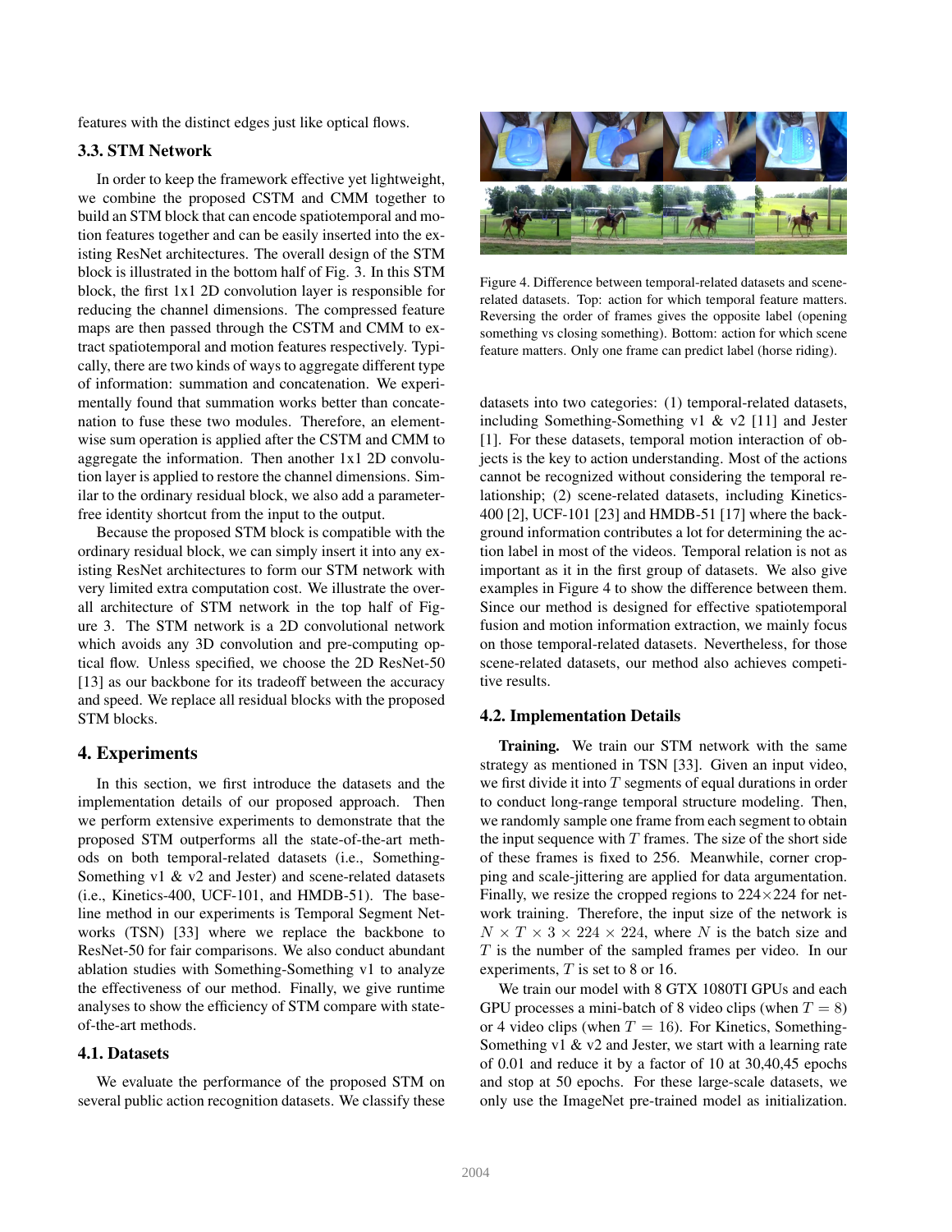features with the distinct edges just like optical flows.

### 3.3. STM Network

In order to keep the framework effective yet lightweight, we combine the proposed CSTM and CMM together to build an STM block that can encode spatiotemporal and motion features together and can be easily inserted into the existing ResNet architectures. The overall design of the STM block is illustrated in the bottom half of Fig. 3. In this STM block, the first 1x1 2D convolution layer is responsible for reducing the channel dimensions. The compressed feature maps are then passed through the CSTM and CMM to extract spatiotemporal and motion features respectively. Typically, there are two kinds of ways to aggregate different type of information: summation and concatenation. We experimentally found that summation works better than concatenation to fuse these two modules. Therefore, an element-wise sum operation is applied after the CSTM and CMM to aggregate the information. Then another 1x1 2D convolution layer is applied to restore the channel dimensions. Similar to the ordinary residual block, we also add a parameter-free identity shortcut from the input to the output.

Because the proposed STM block is compatible with the ordinary residual block, we can simply insert it into any existing ResNet architectures to form our STM network with very limited extra computation cost. We illustrate the overall architecture of STM network in the top half of Figure 3. The STM network is a 2D convolutional network which avoids any 3D convolution and pre-computing optical flow. Unless specified, we choose the 2D ResNet-50 [13] as our backbone for its tradeoff between the accuracy and speed. We replace all residual blocks with the proposed STM blocks.

## 4. Experiments

In this section, we first introduce the datasets and the implementation details of our proposed approach. Then we perform extensive experiments to demonstrate that the proposed STM outperforms all the state-of-the-art methods on both temporal-related datasets (i.e., Something-Something v1 & v2 and Jester) and scene-related datasets (i.e., Kinetics-400, UCF-101, and HMDB-51). The baseline method in our experiments is Temporal Segment Networks (TSN) [33] where we replace the backbone to ResNet-50 for fair comparisons. We also conduct abundant ablation studies with Something-Something v1 to analyze the effectiveness of our method. Finally, we give runtime analyses to show the efficiency of STM compare with state-of-the-art methods.

### 4.1. Datasets

We evaluate the performance of the proposed STM on several public action recognition datasets. We classify these datasets into two categories: (1) temporal-related datasets, including Something-Something v1 & v2 [11] and Jester [1]. For these datasets, temporal motion interaction of objects is the key to action understanding. Most of the actions cannot be recognized without considering the temporal relationship; (2) scene-related datasets, including Kinetics-400 [2], UCF-101 [23] and HMDB-51 [17] where the background information contributes a lot for determining the action label in most of the videos. Temporal relation is not as important as it in the first group of datasets. We also give examples in Figure 4 to show the difference between them. Since our method is designed for effective spatiotemporal fusion and motion information extraction, we mainly focus on those temporal-related datasets. Nevertheless, for those scene-related datasets, our method also achieves competitive results.

Figure 4. Difference between temporal-related datasets and scene-related datasets. Top: action for which temporal feature matters. Reversing the order of frames gives the opposite label (opening something vs closing something). Bottom: action for which scene feature matters. Only one frame can predict label (horse riding).

### 4.2. Implementation Details

**Training.** We train our STM network with the same strategy as mentioned in TSN [33]. Given an input video, we first divide it into $T$ segments of equal durations in order to conduct long-range temporal structure modeling. Then, we randomly sample one frame from each segment to obtain the input sequence with $T$ frames. The size of the short side of these frames is fixed to 256. Meanwhile, corner cropping and scale-jittering are applied for data argumentation. Finally, we resize the cropped regions to 224×224 for network training. Therefore, the input size of the network is $N \times T \times 3 \times 224 \times 224$, where $N$ is the batch size and $T$ is the number of the sampled frames per video. In our experiments, $T$ is set to 8 or 16.

We train our model with 8 GTX 1080TI GPUs and each GPU processes a mini-batch of 8 video clips (when $T = 8$) or 4 video clips (when $T = 16$). For Kinetics, Something-Something v1 & v2 and Jester, we start with a learning rate of 0.01 and reduce it by a factor of 10 at 30,40,45 epochs and stop at 50 epochs. For these large-scale datasets, we only use the ImageNet pre-trained model as initialization.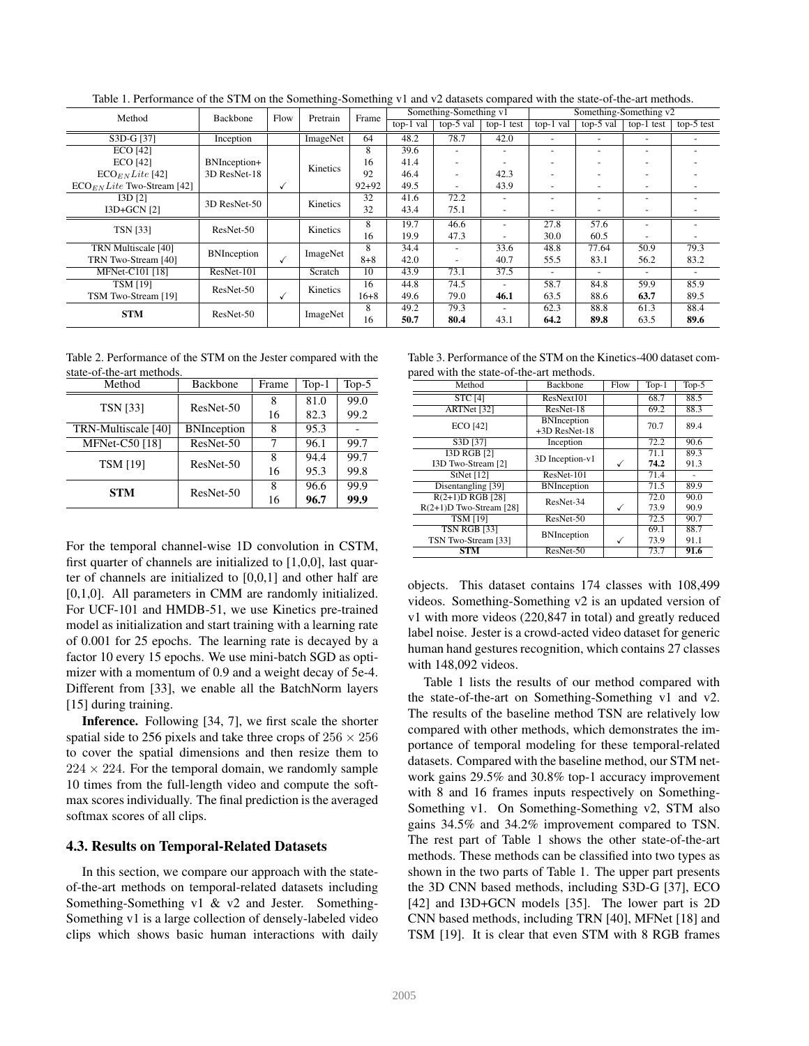Table 1. Performance of the STM on the Something-Something v1 and v2 datasets compared with the state-of-the-art methods.

| Method | Backbone | Flow | Pretrain | Frame | Something-Something v1 | | | Something-Something v2 | | | |
|---|---|---|---|---|---|---|---|---|---|---|---|
| | | | | | top-1 val | top-5 val | top-1 test | top-1 val | top-5 val | top-1 test | top-5 test |
| S3D-G [37] | Inception | | ImageNet | 64 | 48.2 | 78.7 | 42.0 | - | - | - | - |
| ECO [42] | BNInception+ 3D ResNet-18 | | Kinetics | 8 | 39.6 | - | - | - | - | - | - |
| ECO [42] | | | | 16 | 41.4 | - | - | - | - | - | - |
| $\mathrm{ECO}_{EN}Lite$ [42] | | | | 92 | 46.4 | - | 42.3 | - | - | - | - |
| $\mathrm{ECO}_{EN}Lite$ Two-Stream [42] | | ✓ | | 92+92 | 49.5 | - | 43.9 | - | - | - | - |
| I3D [2] | 3D ResNet-50 | | Kinetics | 32 | 41.6 | 72.2 | - | - | - | - | - |
| I3D+GCN [2] | | | | 32 | 43.4 | 75.1 | - | - | - | - | - |
| TSN [33] | ResNet-50 | | Kinetics | 8 | 19.7 | 46.6 | - | 27.8 | 57.6 | - | - |
| | | | | 16 | 19.9 | 47.3 | - | 30.0 | 60.5 | - | - |
| TRN Multiscale [40] | BNInception | | ImageNet | 8 | 34.4 | - | 33.6 | 48.8 | 77.64 | 50.9 | 79.3 |
| TRN Two-Stream [40] | | ✓ | | 8+8 | 42.0 | - | 40.7 | 55.5 | 83.1 | 56.2 | 83.2 |
| MFNet-C101 [18] | ResNet-101 | | Scratch | 10 | 43.9 | 73.1 | 37.5 | - | - | - | - |
| TSM [19] | ResNet-50 | | Kinetics | 16 | 44.8 | 74.5 | - | 58.7 | 84.8 | 59.9 | 85.9 |
| TSM Two-Stream [19] | | ✓ | | 16+8 | 49.6 | 79.0 | **46.1** | 63.5 | 88.6 | **63.7** | 89.5 |
| **STM** | ResNet-50 | | ImageNet | 8 | 49.2 | 79.3 | - | 62.3 | 88.8 | 61.3 | 88.4 |
| | | | | 16 | **50.7** | **80.4** | 43.1 | **64.2** | **89.8** | 63.5 | **89.6** |

Table 2. Performance of the STM on the Jester compared with the state-of-the-art methods.

| Method | Backbone | Frame | Top-1 | Top-5 |
|---|---|---|---|---|
| TSN [33] | ResNet-50 | 8 | 81.0 | 99.0 |
| | | 16 | 82.3 | 99.2 |
| TRN-Multiscale [40] | BNInception | 8 | 95.3 | - |
| MFNet-C50 [18] | ResNet-50 | 7 | 96.1 | 99.7 |
| TSM [19] | ResNet-50 | 8 | 94.4 | 99.7 |
| | | 16 | 95.3 | 99.8 |
| **STM** | ResNet-50 | 8 | 96.6 | 99.9 |
| | | 16 | **96.7** | **99.9** |

Table 3. Performance of the STM on the Kinetics-400 dataset compared with the state-of-the-art methods.

| Method | Backbone | Flow | Top-1 | Top-5 |
|---|---|---|---|---|
| STC [4] | ResNext101 | | 68.7 | 88.5 |
| ARTNet [32] | ResNet-18 | | 69.2 | 88.3 |
| ECO [42] | BNInception +3D ResNet-18 | | 70.7 | 89.4 |
| S3D [37] | Inception | | 72.2 | 90.6 |
| I3D RGB [2] | 3D Inception-v1 | | 71.1 | 89.3 |
| I3D Two-Stream [2] | | ✓ | **74.2** | 91.3 |
| StNet [12] | ResNet-101 | | 71.4 | - |
| Disentangling [39] | BNInception | | 71.5 | 89.9 |
| R(2+1)D RGB [28] | ResNet-34 | | 72.0 | 90.0 |
| R(2+1)D Two-Stream [28] | | ✓ | 73.9 | 90.9 |
| TSM [19] | ResNet-50 | | 72.5 | 90.7 |
| TSN RGB [33] | BNInception | | 69.1 | 88.7 |
| TSN Two-Stream [33] | | ✓ | 73.9 | 91.1 |
| **STM** | ResNet-50 | | 73.7 | **91.6** |

For the temporal channel-wise 1D convolution in CSTM, first quarter of channels are initialized to [1,0,0], last quarter of channels are initialized to [0,0,1] and other half are [0,1,0]. All parameters in CMM are randomly initialized. For UCF-101 and HMDB-51, we use Kinetics pre-trained model as initialization and start training with a learning rate of 0.001 for 25 epochs. The learning rate is decayed by a factor 10 every 15 epochs. We use mini-batch SGD as optimizer with a momentum of 0.9 and a weight decay of 5e-4. Different from [33], we enable all the BatchNorm layers [15] during training.

**Inference.** Following [34, 7], we first scale the shorter spatial side to 256 pixels and take three crops of $256 \times 256$ to cover the spatial dimensions and then resize them to $224 \times 224$. For the temporal domain, we randomly sample 10 times from the full-length video and compute the softmax scores individually. The final prediction is the averaged softmax scores of all clips.

### 4.3. Results on Temporal-Related Datasets

In this section, we compare our approach with the state-of-the-art methods on temporal-related datasets including Something-Something v1 & v2 and Jester. Something-Something v1 is a large collection of densely-labeled video clips which shows basic human interactions with daily objects. This dataset contains 174 classes with 108,499 videos. Something-Something v2 is an updated version of v1 with more videos (220,847 in total) and greatly reduced label noise. Jester is a crowd-acted video dataset for generic human hand gestures recognition, which contains 27 classes with 148,092 videos.

Table 1 lists the results of our method compared with the state-of-the-art on Something-Something v1 and v2. The results of the baseline method TSN are relatively low compared with other methods, which demonstrates the importance of temporal modeling for these temporal-related datasets. Compared with the baseline method, our STM network gains 29.5% and 30.8% top-1 accuracy improvement with 8 and 16 frames inputs respectively on Something-Something v1. On Something-Something v2, STM also gains 34.5% and 34.2% improvement compared to TSN. The rest part of Table 1 shows the other state-of-the-art methods. These methods can be classified into two types as shown in the two parts of Table 1. The upper part presents the 3D CNN based methods, including S3D-G [37], ECO [42] and I3D+GCN models [35]. The lower part is 2D CNN based methods, including TRN [40], MFNet [18] and TSM [19]. It is clear that even STM with 8 RGB frames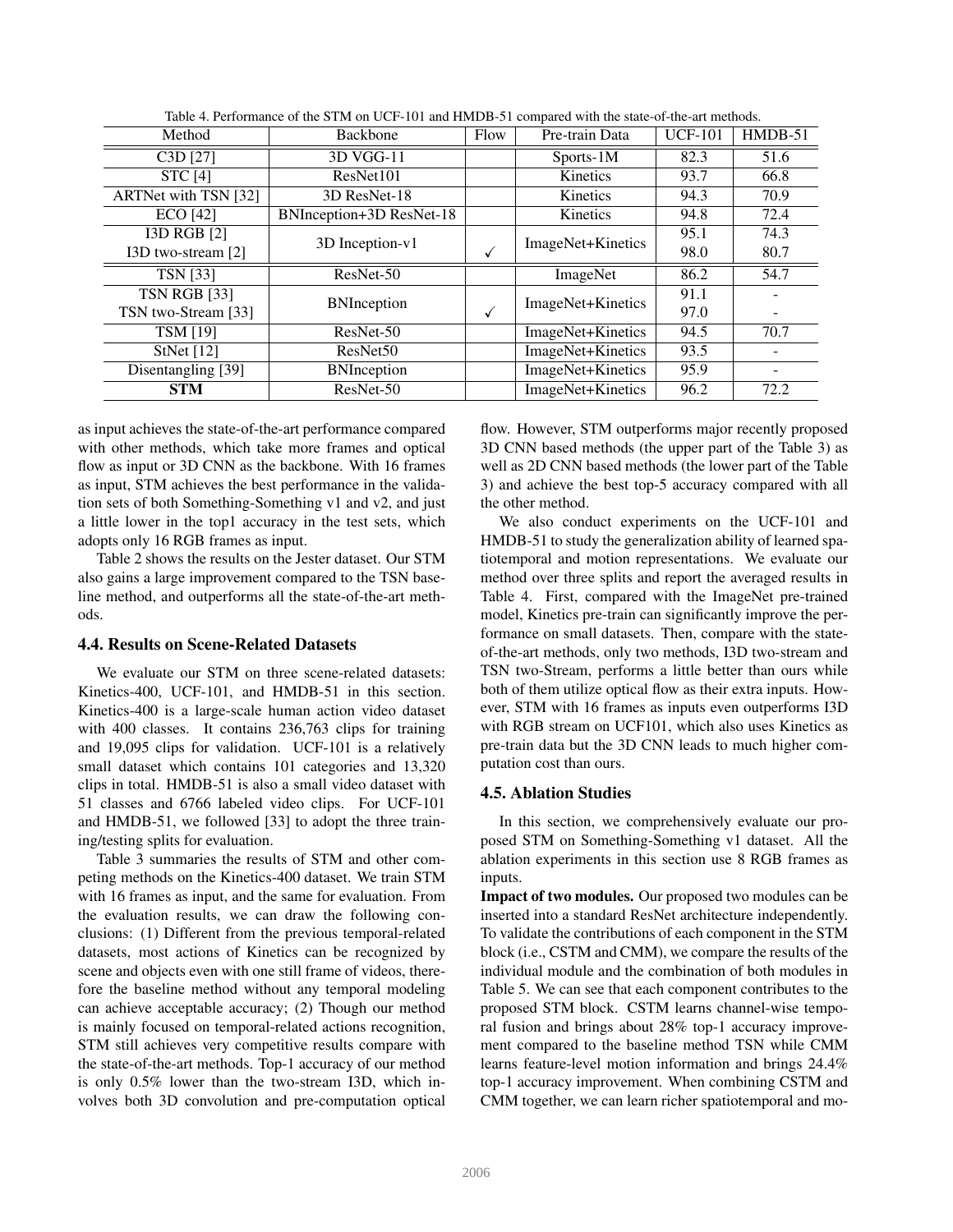Table 4. Performance of the STM on UCF-101 and HMDB-51 compared with the state-of-the-art methods.

| Method | Backbone | Flow | Pre-train Data | UCF-101 | HMDB-51 |
|---|---|---|---|---|---|
| C3D [27] | 3D VGG-11 | | Sports-1M | 82.3 | 51.6 |
| STC [4] | ResNet101 | | Kinetics | 93.7 | 66.8 |
| ARTNet with TSN [32] | 3D ResNet-18 | | Kinetics | 94.3 | 70.9 |
| ECO [42] | BNInception+3D ResNet-18 | | Kinetics | 94.8 | 72.4 |
| I3D RGB [2] | 3D Inception-v1 | | ImageNet+Kinetics | 95.1 | 74.3 |
| I3D two-stream [2] | 3D Inception-v1 | ✓ | ImageNet+Kinetics | 98.0 | 80.7 |
| TSN [33] | ResNet-50 | | ImageNet | 86.2 | 54.7 |
| TSN RGB [33] | BNInception | | ImageNet+Kinetics | 91.1 | - |
| TSN two-Stream [33] | BNInception | ✓ | ImageNet+Kinetics | 97.0 | - |
| TSM [19] | ResNet-50 | | ImageNet+Kinetics | 94.5 | 70.7 |
| StNet [12] | ResNet50 | | ImageNet+Kinetics | 93.5 | - |
| Disentangling [39] | BNInception | | ImageNet+Kinetics | 95.9 | - |
| **STM** | ResNet-50 | | ImageNet+Kinetics | 96.2 | 72.2 |

as input achieves the state-of-the-art performance compared with other methods, which take more frames and optical flow as input or 3D CNN as the backbone. With 16 frames as input, STM achieves the best performance in the validation sets of both Something-Something v1 and v2, and just a little lower in the top1 accuracy in the test sets, which adopts only 16 RGB frames as input.

Table 2 shows the results on the Jester dataset. Our STM also gains a large improvement compared to the TSN baseline method, and outperforms all the state-of-the-art methods.

### 4.4. Results on Scene-Related Datasets

We evaluate our STM on three scene-related datasets: Kinetics-400, UCF-101, and HMDB-51 in this section. Kinetics-400 is a large-scale human action video dataset with 400 classes. It contains 236,763 clips for training and 19,095 clips for validation. UCF-101 is a relatively small dataset which contains 101 categories and 13,320 clips in total. HMDB-51 is also a small video dataset with 51 classes and 6766 labeled video clips. For UCF-101 and HMDB-51, we followed [33] to adopt the three training/testing splits for evaluation.

Table 3 summaries the results of STM and other competing methods on the Kinetics-400 dataset. We train STM with 16 frames as input, and the same for evaluation. From the evaluation results, we can draw the following conclusions: (1) Different from the previous temporal-related datasets, most actions of Kinetics can be recognized by scene and objects even with one still frame of videos, therefore the baseline method without any temporal modeling can achieve acceptable accuracy; (2) Though our method is mainly focused on temporal-related actions recognition, STM still achieves very competitive results compare with the state-of-the-art methods. Top-1 accuracy of our method is only 0.5% lower than the two-stream I3D, which involves both 3D convolution and pre-computation optical flow. However, STM outperforms major recently proposed 3D CNN based methods (the upper part of the Table 3) as well as 2D CNN based methods (the lower part of the Table 3) and achieve the best top-5 accuracy compared with all the other method.

We also conduct experiments on the UCF-101 and HMDB-51 to study the generalization ability of learned spatiotemporal and motion representations. We evaluate our method over three splits and report the averaged results in Table 4. First, compared with the ImageNet pre-trained model, Kinetics pre-train can significantly improve the performance on small datasets. Then, compare with the state-of-the-art methods, only two methods, I3D two-stream and TSN two-Stream, performs a little better than ours while both of them utilize optical flow as their extra inputs. However, STM with 16 frames as inputs even outperforms I3D with RGB stream on UCF101, which also uses Kinetics as pre-train data but the 3D CNN leads to much higher computation cost than ours.

### 4.5. Ablation Studies

In this section, we comprehensively evaluate our proposed STM on Something-Something v1 dataset. All the ablation experiments in this section use 8 RGB frames as inputs.

**Impact of two modules.** Our proposed two modules can be inserted into a standard ResNet architecture independently. To validate the contributions of each component in the STM block (i.e., CSTM and CMM), we compare the results of the individual module and the combination of both modules in Table 5. We can see that each component contributes to the proposed STM block. CSTM learns channel-wise temporal fusion and brings about 28% top-1 accuracy improvement compared to the baseline method TSN while CMM learns feature-level motion information and brings 24.4% top-1 accuracy improvement. When combining CSTM and CMM together, we can learn richer spatiotemporal and mo-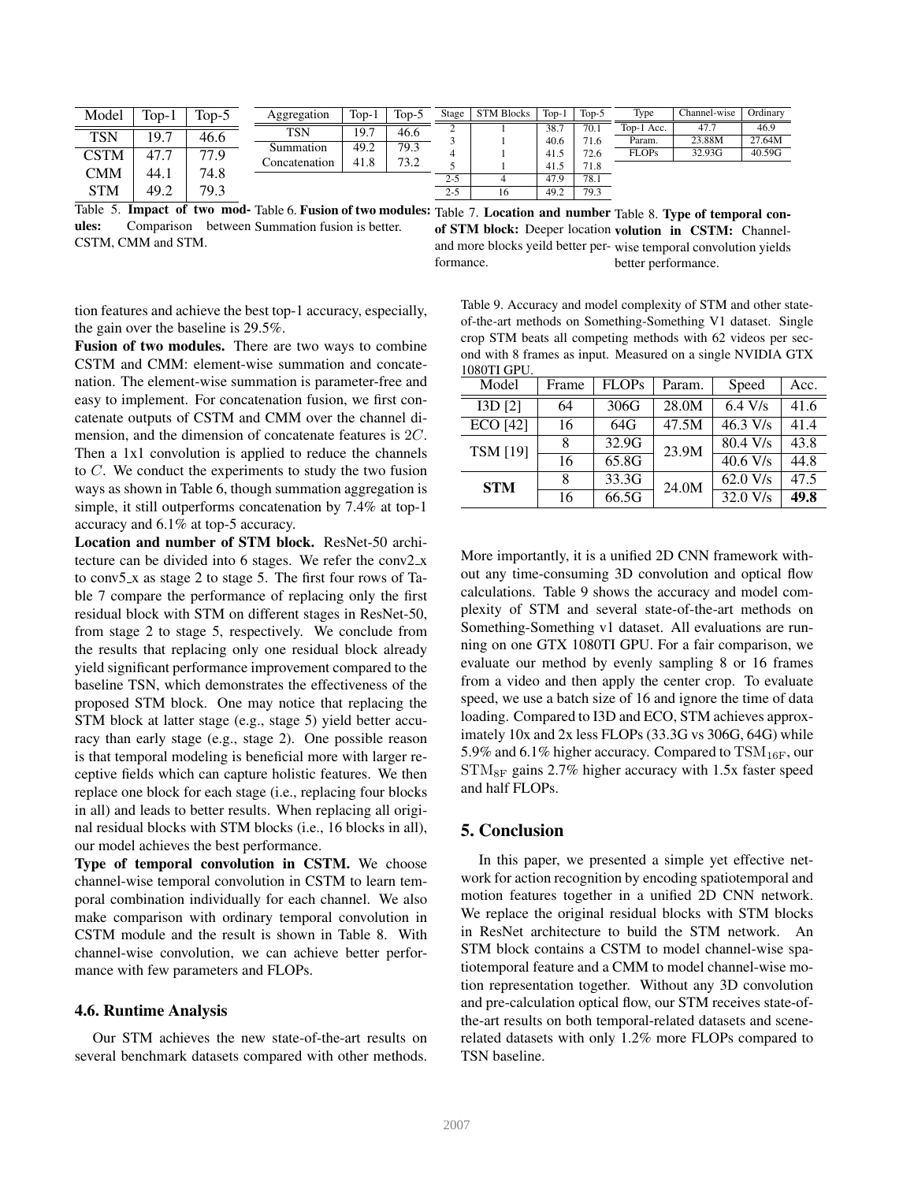| Model | Top-1 | Top-5 |
| --- | --- | --- |
| TSN | 19.7 | 46.6 |
| CSTM | 47.7 | 77.9 |
| CMM | 44.1 | 74.8 |
| STM | 49.2 | 79.3 |

Table 5. **Impact of two modules:** Comparison between CSTM, CMM and STM.

| Aggregation | Top-1 | Top-5 |
| --- | --- | --- |
| TSN | 19.7 | 46.6 |
| Summation | 49.2 | 79.3 |
| Concatenation | 41.8 | 73.2 |

Table 6. **Fusion of two modules:** Summation fusion is better.

| Stage | STM Blocks | Top-1 | Top-5 |
| --- | --- | --- | --- |
| 2 | 1 | 38.7 | 70.1 |
| 3 | 1 | 40.6 | 71.6 |
| 4 | 1 | 41.5 | 72.6 |
| 5 | 1 | 41.5 | 71.8 |
| 2-5 | 4 | 47.9 | 78.1 |
| 2-5 | 16 | 49.2 | 79.3 |

Table 7. **Location and number of STM block:** Deeper location and more blocks yeild better performance.

| Type | Channel-wise | Ordinary |
| --- | --- | --- |
| Top-1 Acc. | 47.7 | 46.9 |
| Param. | 23.88M | 27.64M |
| FLOPs | 32.93G | 40.59G |

Table 8. **Type of temporal convolution in CSTM:** Channel-wise temporal convolution yields better performance.

tion features and achieve the best top-1 accuracy, especially, the gain over the baseline is 29.5%.

**Fusion of two modules.** There are two ways to combine CSTM and CMM: element-wise summation and concatenation. The element-wise summation is parameter-free and easy to implement. For concatenation fusion, we first concatenate outputs of CSTM and CMM over the channel dimension, and the dimension of concatenate features is $2C$. Then a 1x1 convolution is applied to reduce the channels to $C$. We conduct the experiments to study the two fusion ways as shown in Table 6, though summation aggregation is simple, it still outperforms concatenation by 7.4% at top-1 accuracy and 6.1% at top-5 accuracy.

**Location and number of STM block.** ResNet-50 architecture can be divided into 6 stages. We refer the conv2_x to conv5_x as stage 2 to stage 5. The first four rows of Table 7 compare the performance of replacing only the first residual block with STM on different stages in ResNet-50, from stage 2 to stage 5, respectively. We conclude from the results that replacing only one residual block already yield significant performance improvement compared to the baseline TSN, which demonstrates the effectiveness of the proposed STM block. One may notice that replacing the STM block at latter stage (e.g., stage 5) yield better accuracy than early stage (e.g., stage 2). One possible reason is that temporal modeling is beneficial more with larger receptive fields which can capture holistic features. We then replace one block for each stage (i.e., replacing four blocks in all) and leads to better results. When replacing all original residual blocks with STM blocks (i.e., 16 blocks in all), our model achieves the best performance.

**Type of temporal convolution in CSTM.** We choose channel-wise temporal convolution in CSTM to learn temporal combination individually for each channel. We also make comparison with ordinary temporal convolution in CSTM module and the result is shown in Table 8. With channel-wise convolution, we can achieve better performance with few parameters and FLOPs.

### 4.6. Runtime Analysis

Our STM achieves the new state-of-the-art results on several benchmark datasets compared with other methods.

Table 9. Accuracy and model complexity of STM and other state-of-the-art methods on Something-Something V1 dataset. Single crop STM beats all competing methods with 62 videos per second with 8 frames as input. Measured on a single NVIDIA GTX 1080TI GPU.

| Model | Frame | FLOPs | Param. | Speed | Acc. |
| --- | --- | --- | --- | --- | --- |
| I3D [2] | 64 | 306G | 28.0M | 6.4 V/s | 41.6 |
| ECO [42] | 16 | 64G | 47.5M | 46.3 V/s | 41.4 |
| TSM [19] | 8 | 32.9G | 23.9M | 80.4 V/s | 43.8 |
| | 16 | 65.8G | | 40.6 V/s | 44.8 |
| **STM** | 8 | 33.3G | 24.0M | 62.0 V/s | 47.5 |
| | 16 | 66.5G | | 32.0 V/s | **49.8** |

More importantly, it is a unified 2D CNN framework without any time-consuming 3D convolution and optical flow calculations. Table 9 shows the accuracy and model complexity of STM and several state-of-the-art methods on Something-Something v1 dataset. All evaluations are running on one GTX 1080TI GPU. For a fair comparison, we evaluate our method by evenly sampling 8 or 16 frames from a video and then apply the center crop. To evaluate speed, we use a batch size of 16 and ignore the time of data loading. Compared to I3D and ECO, STM achieves approximately 10x and 2x less FLOPs (33.3G vs 306G, 64G) while 5.9% and 6.1% higher accuracy. Compared to $\mathrm{TSM}_{16\mathrm{F}}$, our $\mathrm{STM}_{8\mathrm{F}}$ gains 2.7% higher accuracy with 1.5x faster speed and half FLOPs.

## 5. Conclusion

In this paper, we presented a simple yet effective network for action recognition by encoding spatiotemporal and motion features together in a unified 2D CNN network. We replace the original residual blocks with STM blocks in ResNet architecture to build the STM network. An STM block contains a CSTM to model channel-wise spatiotemporal feature and a CMM to model channel-wise motion representation together. Without any 3D convolution and pre-calculation optical flow, our STM receives state-of-the-art results on both temporal-related datasets and scene-related datasets with only 1.2% more FLOPs compared to TSN baseline.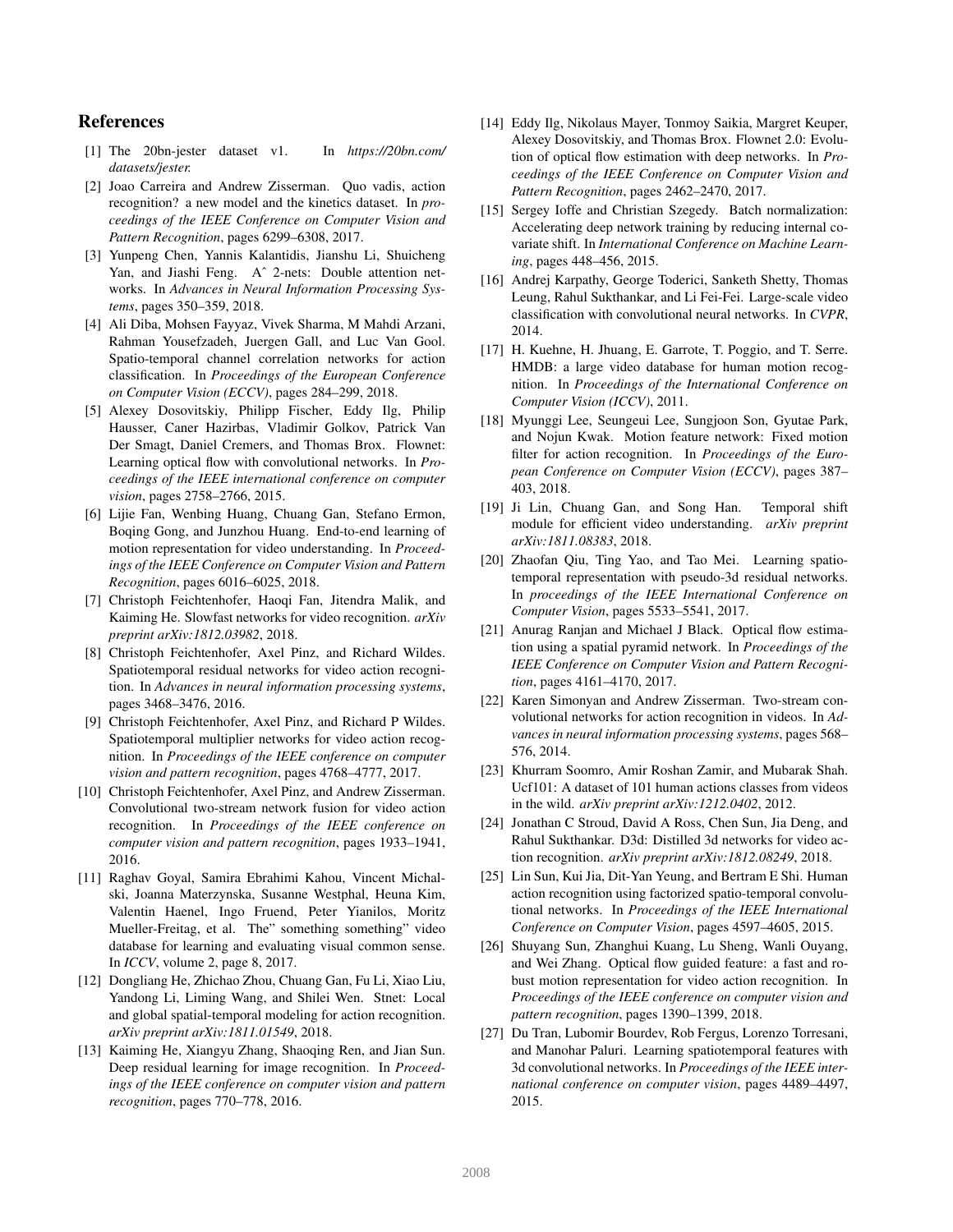## References

[1] The 20bn-jester dataset v1. In *https://20bn.com/datasets/jester.*

[2] Joao Carreira and Andrew Zisserman. Quo vadis, action recognition? a new model and the kinetics dataset. In *proceedings of the IEEE Conference on Computer Vision and Pattern Recognition*, pages 6299–6308, 2017.

[3] Yunpeng Chen, Yannis Kalantidis, Jianshu Li, Shuicheng Yan, and Jiashi Feng. Aˆ 2-nets: Double attention networks. In *Advances in Neural Information Processing Systems*, pages 350–359, 2018.

[4] Ali Diba, Mohsen Fayyaz, Vivek Sharma, M Mahdi Arzani, Rahman Yousefzadeh, Juergen Gall, and Luc Van Gool. Spatio-temporal channel correlation networks for action classification. In *Proceedings of the European Conference on Computer Vision (ECCV)*, pages 284–299, 2018.

[5] Alexey Dosovitskiy, Philipp Fischer, Eddy Ilg, Philip Hausser, Caner Hazirbas, Vladimir Golkov, Patrick Van Der Smagt, Daniel Cremers, and Thomas Brox. Flownet: Learning optical flow with convolutional networks. In *Proceedings of the IEEE international conference on computer vision*, pages 2758–2766, 2015.

[6] Lijie Fan, Wenbing Huang, Chuang Gan, Stefano Ermon, Boqing Gong, and Junzhou Huang. End-to-end learning of motion representation for video understanding. In *Proceedings of the IEEE Conference on Computer Vision and Pattern Recognition*, pages 6016–6025, 2018.

[7] Christoph Feichtenhofer, Haoqi Fan, Jitendra Malik, and Kaiming He. Slowfast networks for video recognition. *arXiv preprint arXiv:1812.03982*, 2018.

[8] Christoph Feichtenhofer, Axel Pinz, and Richard Wildes. Spatiotemporal residual networks for video action recognition. In *Advances in neural information processing systems*, pages 3468–3476, 2016.

[9] Christoph Feichtenhofer, Axel Pinz, and Richard P Wildes. Spatiotemporal multiplier networks for video action recognition. In *Proceedings of the IEEE conference on computer vision and pattern recognition*, pages 4768–4777, 2017.

[10] Christoph Feichtenhofer, Axel Pinz, and Andrew Zisserman. Convolutional two-stream network fusion for video action recognition. In *Proceedings of the IEEE conference on computer vision and pattern recognition*, pages 1933–1941, 2016.

[11] Raghav Goyal, Samira Ebrahimi Kahou, Vincent Michalski, Joanna Materzynska, Susanne Westphal, Heuna Kim, Valentin Haenel, Ingo Fruend, Peter Yianilos, Moritz Mueller-Freitag, et al. The" something something" video database for learning and evaluating visual common sense. In *ICCV*, volume 2, page 8, 2017.

[12] Dongliang He, Zhichao Zhou, Chuang Gan, Fu Li, Xiao Liu, Yandong Li, Liming Wang, and Shilei Wen. Stnet: Local and global spatial-temporal modeling for action recognition. *arXiv preprint arXiv:1811.01549*, 2018.

[13] Kaiming He, Xiangyu Zhang, Shaoqing Ren, and Jian Sun. Deep residual learning for image recognition. In *Proceedings of the IEEE conference on computer vision and pattern recognition*, pages 770–778, 2016.

[14] Eddy Ilg, Nikolaus Mayer, Tonmoy Saikia, Margret Keuper, Alexey Dosovitskiy, and Thomas Brox. Flownet 2.0: Evolution of optical flow estimation with deep networks. In *Proceedings of the IEEE Conference on Computer Vision and Pattern Recognition*, pages 2462–2470, 2017.

[15] Sergey Ioffe and Christian Szegedy. Batch normalization: Accelerating deep network training by reducing internal covariate shift. In *International Conference on Machine Learning*, pages 448–456, 2015.

[16] Andrej Karpathy, George Toderici, Sanketh Shetty, Thomas Leung, Rahul Sukthankar, and Li Fei-Fei. Large-scale video classification with convolutional neural networks. In *CVPR*, 2014.

[17] H. Kuehne, H. Jhuang, E. Garrote, T. Poggio, and T. Serre. HMDB: a large video database for human motion recognition. In *Proceedings of the International Conference on Computer Vision (ICCV)*, 2011.

[18] Myunggi Lee, Seungeui Lee, Sungjoon Son, Gyutae Park, and Nojun Kwak. Motion feature network: Fixed motion filter for action recognition. In *Proceedings of the European Conference on Computer Vision (ECCV)*, pages 387–403, 2018.

[19] Ji Lin, Chuang Gan, and Song Han. Temporal shift module for efficient video understanding. *arXiv preprint arXiv:1811.08383*, 2018.

[20] Zhaofan Qiu, Ting Yao, and Tao Mei. Learning spatio-temporal representation with pseudo-3d residual networks. In *proceedings of the IEEE International Conference on Computer Vision*, pages 5533–5541, 2017.

[21] Anurag Ranjan and Michael J Black. Optical flow estimation using a spatial pyramid network. In *Proceedings of the IEEE Conference on Computer Vision and Pattern Recognition*, pages 4161–4170, 2017.

[22] Karen Simonyan and Andrew Zisserman. Two-stream convolutional networks for action recognition in videos. In *Advances in neural information processing systems*, pages 568–576, 2014.

[23] Khurram Soomro, Amir Roshan Zamir, and Mubarak Shah. Ucf101: A dataset of 101 human actions classes from videos in the wild. *arXiv preprint arXiv:1212.0402*, 2012.

[24] Jonathan C Stroud, David A Ross, Chen Sun, Jia Deng, and Rahul Sukthankar. D3d: Distilled 3d networks for video action recognition. *arXiv preprint arXiv:1812.08249*, 2018.

[25] Lin Sun, Kui Jia, Dit-Yan Yeung, and Bertram E Shi. Human action recognition using factorized spatio-temporal convolutional networks. In *Proceedings of the IEEE International Conference on Computer Vision*, pages 4597–4605, 2015.

[26] Shuyang Sun, Zhanghui Kuang, Lu Sheng, Wanli Ouyang, and Wei Zhang. Optical flow guided feature: a fast and robust motion representation for video action recognition. In *Proceedings of the IEEE conference on computer vision and pattern recognition*, pages 1390–1399, 2018.

[27] Du Tran, Lubomir Bourdev, Rob Fergus, Lorenzo Torresani, and Manohar Paluri. Learning spatiotemporal features with 3d convolutional networks. In *Proceedings of the IEEE international conference on computer vision*, pages 4489–4497, 2015.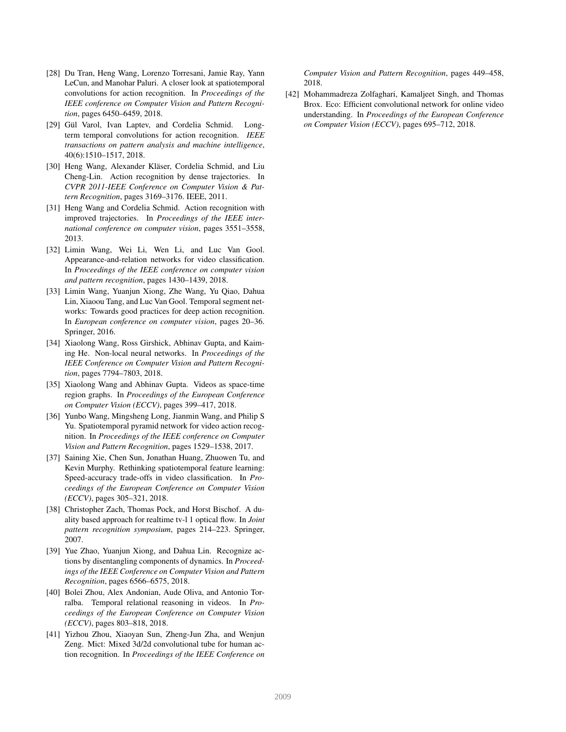[28] Du Tran, Heng Wang, Lorenzo Torresani, Jamie Ray, Yann LeCun, and Manohar Paluri. A closer look at spatiotemporal convolutions for action recognition. In *Proceedings of the IEEE conference on Computer Vision and Pattern Recognition*, pages 6450–6459, 2018.

[29] Gül Varol, Ivan Laptev, and Cordelia Schmid. Long-term temporal convolutions for action recognition. *IEEE transactions on pattern analysis and machine intelligence*, 40(6):1510–1517, 2018.

[30] Heng Wang, Alexander Kläser, Cordelia Schmid, and Liu Cheng-Lin. Action recognition by dense trajectories. In *CVPR 2011-IEEE Conference on Computer Vision & Pattern Recognition*, pages 3169–3176. IEEE, 2011.

[31] Heng Wang and Cordelia Schmid. Action recognition with improved trajectories. In *Proceedings of the IEEE international conference on computer vision*, pages 3551–3558, 2013.

[32] Limin Wang, Wei Li, Wen Li, and Luc Van Gool. Appearance-and-relation networks for video classification. In *Proceedings of the IEEE conference on computer vision and pattern recognition*, pages 1430–1439, 2018.

[33] Limin Wang, Yuanjun Xiong, Zhe Wang, Yu Qiao, Dahua Lin, Xiaoou Tang, and Luc Van Gool. Temporal segment networks: Towards good practices for deep action recognition. In *European conference on computer vision*, pages 20–36. Springer, 2016.

[34] Xiaolong Wang, Ross Girshick, Abhinav Gupta, and Kaiming He. Non-local neural networks. In *Proceedings of the IEEE Conference on Computer Vision and Pattern Recognition*, pages 7794–7803, 2018.

[35] Xiaolong Wang and Abhinav Gupta. Videos as space-time region graphs. In *Proceedings of the European Conference on Computer Vision (ECCV)*, pages 399–417, 2018.

[36] Yunbo Wang, Mingsheng Long, Jianmin Wang, and Philip S Yu. Spatiotemporal pyramid network for video action recognition. In *Proceedings of the IEEE conference on Computer Vision and Pattern Recognition*, pages 1529–1538, 2017.

[37] Saining Xie, Chen Sun, Jonathan Huang, Zhuowen Tu, and Kevin Murphy. Rethinking spatiotemporal feature learning: Speed-accuracy trade-offs in video classification. In *Proceedings of the European Conference on Computer Vision (ECCV)*, pages 305–321, 2018.

[38] Christopher Zach, Thomas Pock, and Horst Bischof. A duality based approach for realtime tv-l 1 optical flow. In *Joint pattern recognition symposium*, pages 214–223. Springer, 2007.

[39] Yue Zhao, Yuanjun Xiong, and Dahua Lin. Recognize actions by disentangling components of dynamics. In *Proceedings of the IEEE Conference on Computer Vision and Pattern Recognition*, pages 6566–6575, 2018.

[40] Bolei Zhou, Alex Andonian, Aude Oliva, and Antonio Torralba. Temporal relational reasoning in videos. In *Proceedings of the European Conference on Computer Vision (ECCV)*, pages 803–818, 2018.

[41] Yizhou Zhou, Xiaoyan Sun, Zheng-Jun Zha, and Wenjun Zeng. Mict: Mixed 3d/2d convolutional tube for human action recognition. In *Proceedings of the IEEE Conference on Computer Vision and Pattern Recognition*, pages 449–458, 2018.

[42] Mohammadreza Zolfaghari, Kamaljeet Singh, and Thomas Brox. Eco: Efficient convolutional network for online video understanding. In *Proceedings of the European Conference on Computer Vision (ECCV)*, pages 695–712, 2018.